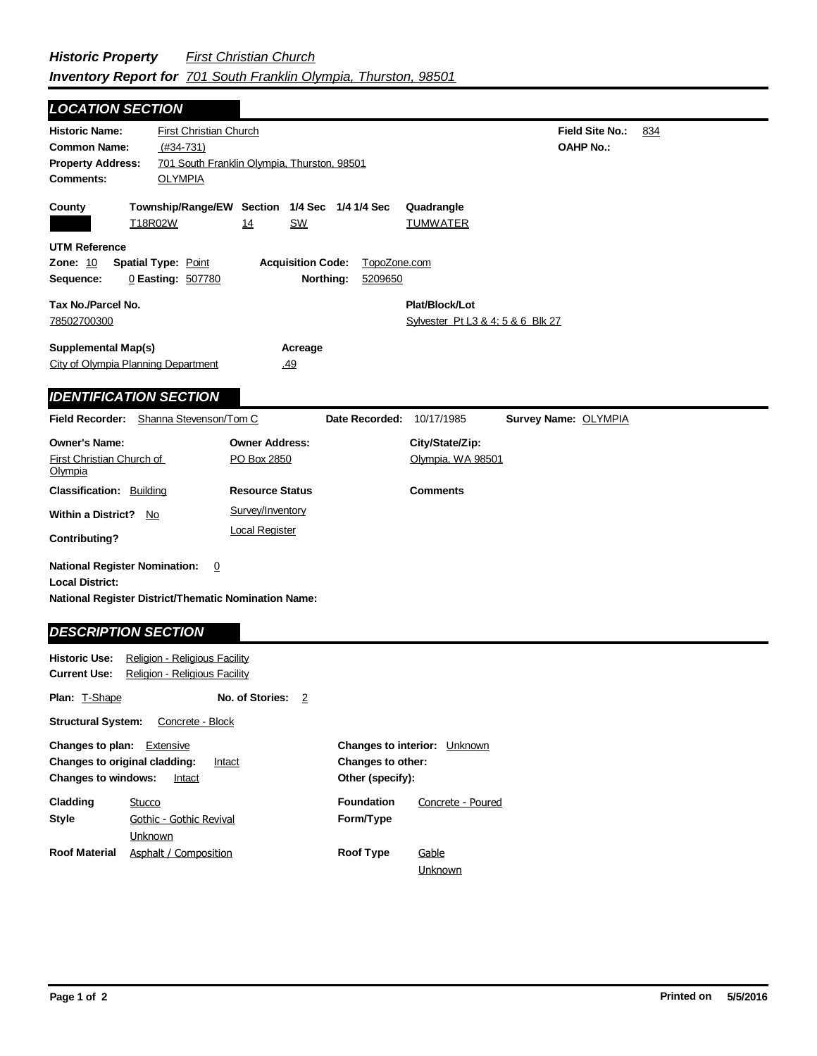***Historic Property*** *First Christian Church*
***Inventory Report for*** *701 South Franklin Olympia, Thurston, 98501*

## LOCATION SECTION

**Historic Name:** First Christian Church
**Common Name:** (#34-731)
**Property Address:** 701 South Franklin Olympia, Thurston, 98501
**Comments:** OLYMPIA

**Field Site No.:** 834
**OAHP No.:**

| County | Township/Range/EW | Section | 1/4 Sec | 1/4 1/4 Sec | Quadrangle |
|---|---|---|---|---|---|
| | T18R02W | 14 | SW | | TUMWATER |

**UTM Reference**
**Zone:** 10 **Spatial Type:** Point **Acquisition Code:** TopoZone.com
**Sequence:** 0 **Easting:** 507780 **Northing:** 5209650

**Tax No./Parcel No.** 78502700300
**Plat/Block/Lot** Sylvester Pt L3 & 4; 5 & 6 Blk 27

**Supplemental Map(s)** City of Olympia Planning Department
**Acreage** .49

## IDENTIFICATION SECTION

**Field Recorder:** Shanna Stevenson/Tom C **Date Recorded:** 10/17/1985 **Survey Name:** OLYMPIA

| Owner's Name: | Owner Address: | City/State/Zip: |
|---|---|---|
| First Christian Church of Olympia | PO Box 2850 | Olympia, WA 98501 |

**Classification:** Building
**Within a District?** No
**Contributing?**

**Resource Status**
Survey/Inventory
Local Register

**Comments**

**National Register Nomination:** 0
**Local District:**
**National Register District/Thematic Nomination Name:**

## DESCRIPTION SECTION

**Historic Use:** Religion - Religious Facility
**Current Use:** Religion - Religious Facility

**Plan:** T-Shape **No. of Stories:** 2

**Structural System:** Concrete - Block

**Changes to plan:** Extensive
**Changes to original cladding:** Intact
**Changes to windows:** Intact

**Changes to interior:** Unknown
**Changes to other:**
**Other (specify):**

**Cladding** Stucco
**Style** Gothic - Gothic Revival; Unknown
**Roof Material** Asphalt / Composition

**Foundation** Concrete - Poured
**Form/Type**
**Roof Type** Gable; Unknown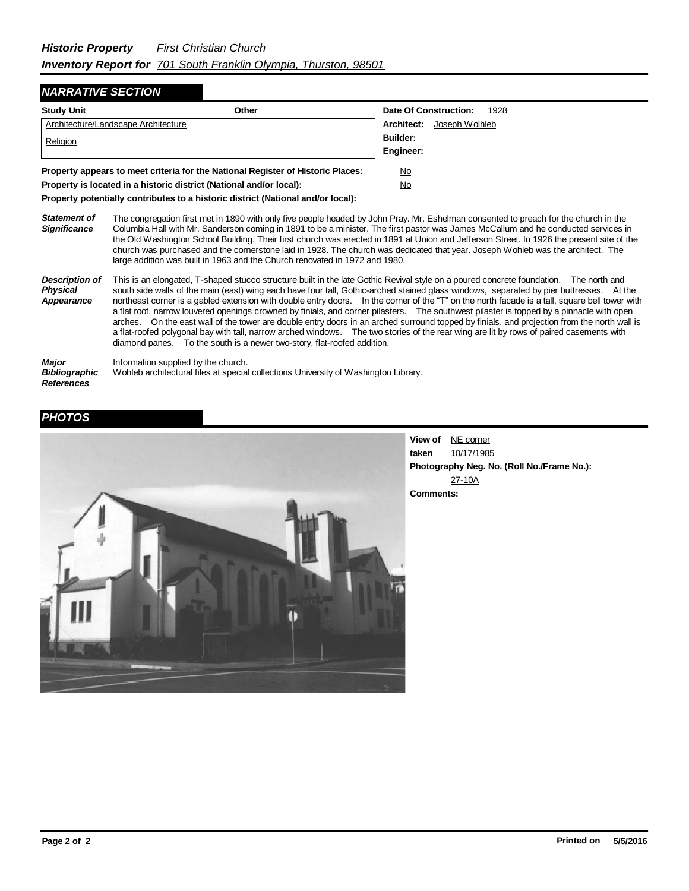**Historic Property** *First Christian Church*

**Inventory Report for** *701 South Franklin Olympia, Thurston, 98501*

## NARRATIVE SECTION

| Study Unit | Other | |
|---|---|---|
| Architecture/Landscape Architecture | | **Date Of Construction:** 1928 |
| Religion | | **Architect:** Joseph Wolhleb |
| | | **Builder:** |
| | | **Engineer:** |

**Property appears to meet criteria for the National Register of Historic Places:** No

**Property is located in a historic district (National and/or local):** No

**Property potentially contributes to a historic district (National and/or local):**

***Statement of Significance***

The congregation first met in 1890 with only five people headed by John Pray. Mr. Eshelman consented to preach for the church in the Columbia Hall with Mr. Sanderson coming in 1891 to be a minister. The first pastor was James McCallum and he conducted services in the Old Washington School Building. Their first church was erected in 1891 at Union and Jefferson Street. In 1926 the present site of the church was purchased and the cornerstone laid in 1928. The church was dedicated that year. Joseph Wohleb was the architect. The large addition was built in 1963 and the Church renovated in 1972 and 1980.

***Description of Physical Appearance***

This is an elongated, T-shaped stucco structure built in the late Gothic Revival style on a poured concrete foundation. The north and south side walls of the main (east) wing each have four tall, Gothic-arched stained glass windows, separated by pier buttresses. At the northeast corner is a gabled extension with double entry doors. In the corner of the "T" on the north facade is a tall, square bell tower with a flat roof, narrow louvered openings crowned by finials, and corner pilasters. The southwest pilaster is topped by a pinnacle with open arches. On the east wall of the tower are double entry doors in an arched surround topped by finials, and projection from the north wall is a flat-roofed polygonal bay with tall, narrow arched windows. The two stories of the rear wing are lit by rows of paired casements with diamond panes. To the south is a newer two-story, flat-roofed addition.

***Major Bibliographic References***

Information supplied by the church.
Wohleb architectural files at special collections University of Washington Library.

## PHOTOS

**View of** NE corner
**taken** 10/17/1985
**Photography Neg. No. (Roll No./Frame No.):** 27-10A
**Comments:**

**Printed on** 5/5/2016